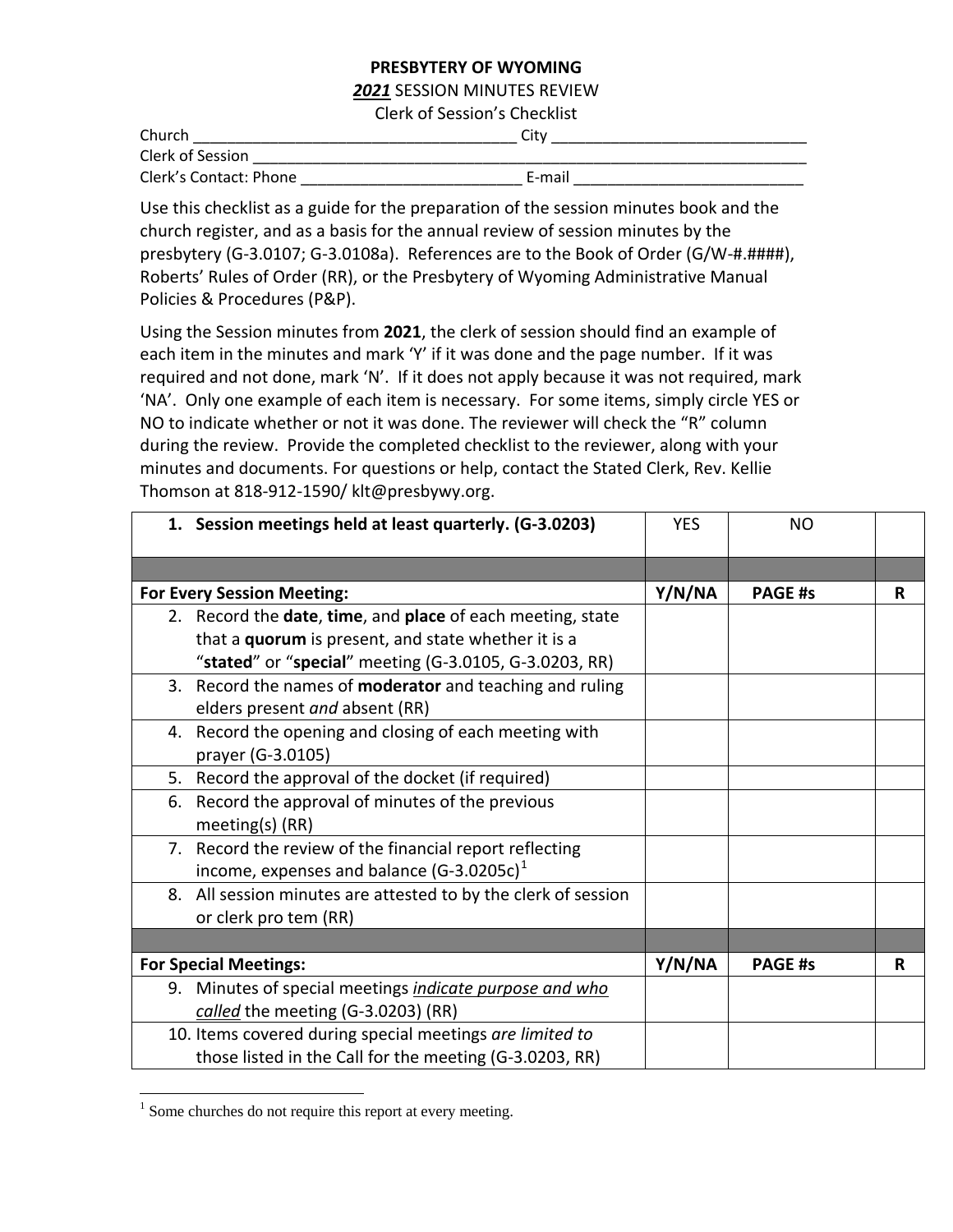**PRESBYTERY OF WYOMING**

***2021*** SESSION MINUTES REVIEW

Clerk of Session's Checklist

Church ____________________________________ City ____________________________

Clerk of Session _________________________________________________________________

Clerk's Contact: Phone __________________________ E-mail ___________________________

Use this checklist as a guide for the preparation of the session minutes book and the church register, and as a basis for the annual review of session minutes by the presbytery (G-3.0107; G-3.0108a). References are to the Book of Order (G/W-#.####), Roberts' Rules of Order (RR), or the Presbytery of Wyoming Administrative Manual Policies & Procedures (P&P).

Using the Session minutes from **2021**, the clerk of session should find an example of each item in the minutes and mark 'Y' if it was done and the page number. If it was required and not done, mark 'N'. If it does not apply because it was not required, mark 'NA'. Only one example of each item is necessary. For some items, simply circle YES or NO to indicate whether or not it was done. The reviewer will check the "R" column during the review. Provide the completed checklist to the reviewer, along with your minutes and documents. For questions or help, contact the Stated Clerk, Rev. Kellie Thomson at 818-912-1590/ klt@presbywy.org.

| 1. **Session meetings held at least quarterly. (G-3.0203)** | YES | NO | |
|---|---|---|---|
| | | | |
| **For Every Session Meeting:** | **Y/N/NA** | **PAGE #s** | **R** |
| 2. Record the **date**, **time**, and **place** of each meeting, state that a **quorum** is present, and state whether it is a "**stated**" or "**special**" meeting (G-3.0105, G-3.0203, RR) | | | |
| 3. Record the names of **moderator** and teaching and ruling elders present *and* absent (RR) | | | |
| 4. Record the opening and closing of each meeting with prayer (G-3.0105) | | | |
| 5. Record the approval of the docket (if required) | | | |
| 6. Record the approval of minutes of the previous meeting(s) (RR) | | | |
| 7. Record the review of the financial report reflecting income, expenses and balance (G-3.0205c)[1] | | | |
| 8. All session minutes are attested to by the clerk of session or clerk pro tem (RR) | | | |
| | | | |
| **For Special Meetings:** | **Y/N/NA** | **PAGE #s** | **R** |
| 9. Minutes of special meetings *indicate purpose and who called* the meeting (G-3.0203) (RR) | | | |
| 10. Items covered during special meetings *are limited to* those listed in the Call for the meeting (G-3.0203, RR) | | | |

[1] Some churches do not require this report at every meeting.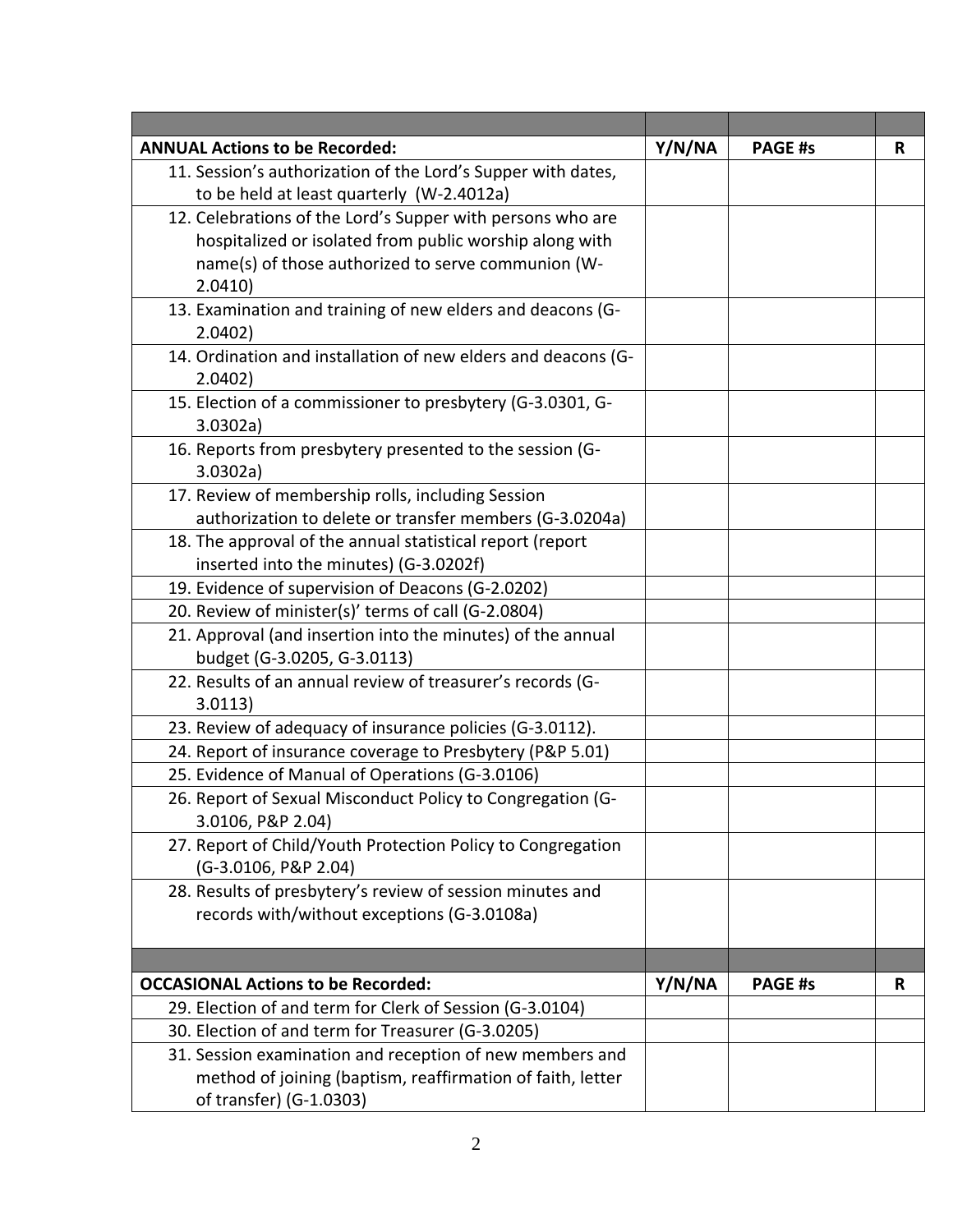| | | | |
|---|---|---|---|
| **ANNUAL Actions to be Recorded:** | **Y/N/NA** | **PAGE #s** | **R** |
| 11. Session's authorization of the Lord's Supper with dates, to be held at least quarterly (W-2.4012a) | | | |
| 12. Celebrations of the Lord's Supper with persons who are hospitalized or isolated from public worship along with name(s) of those authorized to serve communion (W-2.0410) | | | |
| 13. Examination and training of new elders and deacons (G-2.0402) | | | |
| 14. Ordination and installation of new elders and deacons (G-2.0402) | | | |
| 15. Election of a commissioner to presbytery (G-3.0301, G-3.0302a) | | | |
| 16. Reports from presbytery presented to the session (G-3.0302a) | | | |
| 17. Review of membership rolls, including Session authorization to delete or transfer members (G-3.0204a) | | | |
| 18. The approval of the annual statistical report (report inserted into the minutes) (G-3.0202f) | | | |
| 19. Evidence of supervision of Deacons (G-2.0202) | | | |
| 20. Review of minister(s)' terms of call (G-2.0804) | | | |
| 21. Approval (and insertion into the minutes) of the annual budget (G-3.0205, G-3.0113) | | | |
| 22. Results of an annual review of treasurer's records (G-3.0113) | | | |
| 23. Review of adequacy of insurance policies (G-3.0112). | | | |
| 24. Report of insurance coverage to Presbytery (P&P 5.01) | | | |
| 25. Evidence of Manual of Operations (G-3.0106) | | | |
| 26. Report of Sexual Misconduct Policy to Congregation (G-3.0106, P&P 2.04) | | | |
| 27. Report of Child/Youth Protection Policy to Congregation (G-3.0106, P&P 2.04) | | | |
| 28. Results of presbytery's review of session minutes and records with/without exceptions (G-3.0108a) | | | |

| | | | |
|---|---|---|---|
| **OCCASIONAL Actions to be Recorded:** | **Y/N/NA** | **PAGE #s** | **R** |
| 29. Election of and term for Clerk of Session (G-3.0104) | | | |
| 30. Election of and term for Treasurer (G-3.0205) | | | |
| 31. Session examination and reception of new members and method of joining (baptism, reaffirmation of faith, letter of transfer) (G-1.0303) | | | |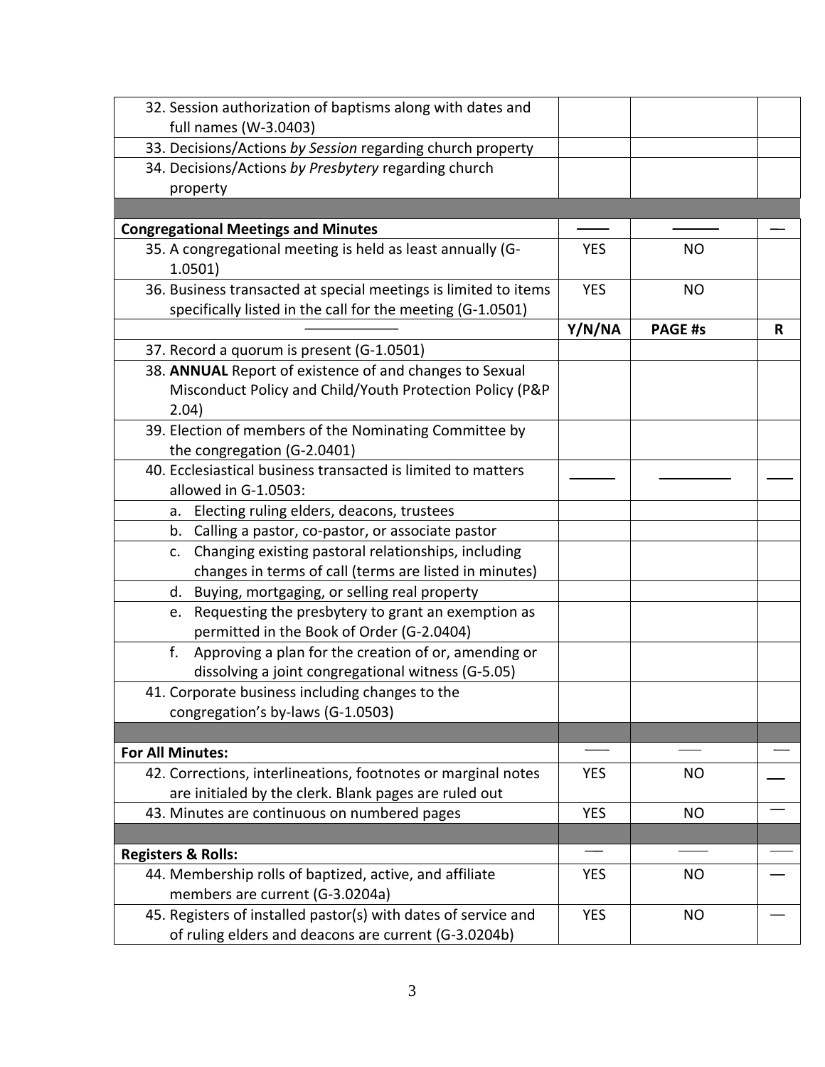| | | | |
|---|---|---|---|
| 32. Session authorization of baptisms along with dates and full names (W-3.0403) | | | |
| 33. Decisions/Actions *by Session* regarding church property | | | |
| 34. Decisions/Actions *by Presbytery* regarding church property | | | |
| | | | |
| **Congregational Meetings and Minutes** | —— | —— | — |
| 35. A congregational meeting is held as least annually (G-1.0501) | YES | NO | |
| 36. Business transacted at special meetings is limited to items specifically listed in the call for the meeting (G-1.0501) | YES | NO | |
| ———— | **Y/N/NA** | **PAGE #s** | **R** |
| 37. Record a quorum is present (G-1.0501) | | | |
| 38. **ANNUAL** Report of existence of and changes to Sexual Misconduct Policy and Child/Youth Protection Policy (P&P 2.04) | | | |
| 39. Election of members of the Nominating Committee by the congregation (G-2.0401) | | | |
| 40. Ecclesiastical business transacted is limited to matters allowed in G-1.0503: | —— | —— | — |
| a. Electing ruling elders, deacons, trustees | | | |
| b. Calling a pastor, co-pastor, or associate pastor | | | |
| c. Changing existing pastoral relationships, including changes in terms of call (terms are listed in minutes) | | | |
| d. Buying, mortgaging, or selling real property | | | |
| e. Requesting the presbytery to grant an exemption as permitted in the Book of Order (G-2.0404) | | | |
| f. Approving a plan for the creation of or, amending or dissolving a joint congregational witness (G-5.05) | | | |
| 41. Corporate business including changes to the congregation's by-laws (G-1.0503) | | | |
| | | | |
| **For All Minutes:** | —— | —— | — |
| 42. Corrections, interlineations, footnotes or marginal notes are initialed by the clerk. Blank pages are ruled out | YES | NO | — |
| 43. Minutes are continuous on numbered pages | YES | NO | — |
| | | | |
| **Registers & Rolls:** | —— | —— | — |
| 44. Membership rolls of baptized, active, and affiliate members are current (G-3.0204a) | YES | NO | — |
| 45. Registers of installed pastor(s) with dates of service and of ruling elders and deacons are current (G-3.0204b) | YES | NO | — |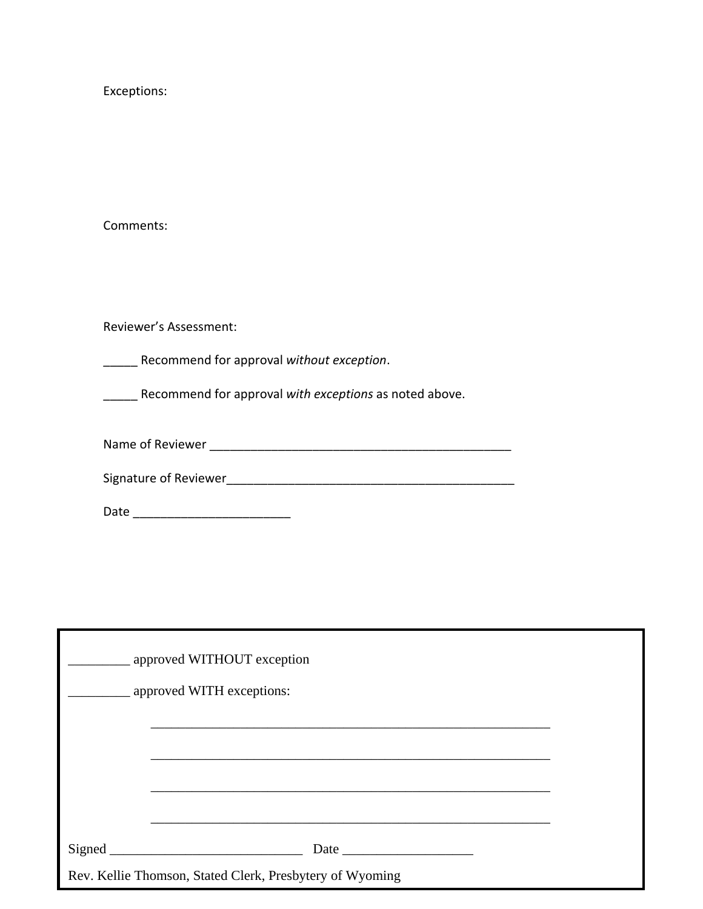Exceptions:

Comments:

Reviewer’s Assessment:

_____ Recommend for approval *without exception*.

_____ Recommend for approval *with exceptions* as noted above.

Name of Reviewer _______________________________________________

Signature of Reviewer_____________________________________________

Date _______________________

_________ approved WITHOUT exception

_________ approved WITH exceptions:

_____________________________________________________________

_____________________________________________________________

_____________________________________________________________

_____________________________________________________________

Signed _____________________________ Date ___________________

Rev. Kellie Thomson, Stated Clerk, Presbytery of Wyoming